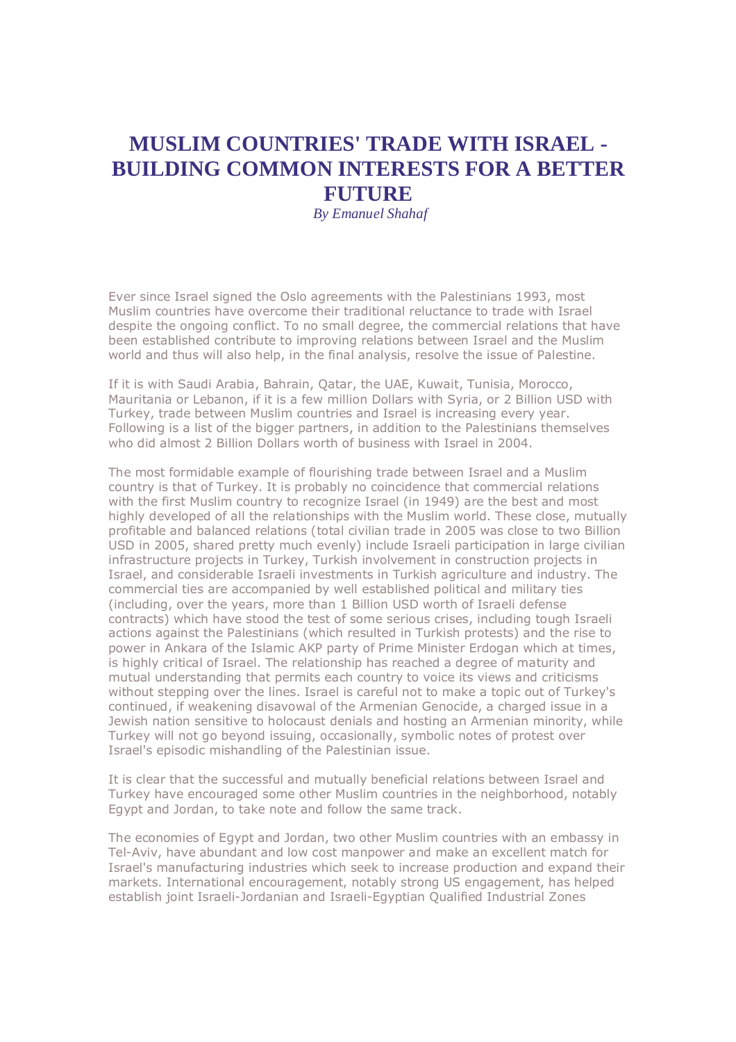# MUSLIM COUNTRIES' TRADE WITH ISRAEL - BUILDING COMMON INTERESTS FOR A BETTER FUTURE

*By Emanuel Shahaf*

Ever since Israel signed the Oslo agreements with the Palestinians 1993, most Muslim countries have overcome their traditional reluctance to trade with Israel despite the ongoing conflict. To no small degree, the commercial relations that have been established contribute to improving relations between Israel and the Muslim world and thus will also help, in the final analysis, resolve the issue of Palestine.

If it is with Saudi Arabia, Bahrain, Qatar, the UAE, Kuwait, Tunisia, Morocco, Mauritania or Lebanon, if it is a few million Dollars with Syria, or 2 Billion USD with Turkey, trade between Muslim countries and Israel is increasing every year. Following is a list of the bigger partners, in addition to the Palestinians themselves who did almost 2 Billion Dollars worth of business with Israel in 2004.

The most formidable example of flourishing trade between Israel and a Muslim country is that of Turkey. It is probably no coincidence that commercial relations with the first Muslim country to recognize Israel (in 1949) are the best and most highly developed of all the relationships with the Muslim world. These close, mutually profitable and balanced relations (total civilian trade in 2005 was close to two Billion USD in 2005, shared pretty much evenly) include Israeli participation in large civilian infrastructure projects in Turkey, Turkish involvement in construction projects in Israel, and considerable Israeli investments in Turkish agriculture and industry. The commercial ties are accompanied by well established political and military ties (including, over the years, more than 1 Billion USD worth of Israeli defense contracts) which have stood the test of some serious crises, including tough Israeli actions against the Palestinians (which resulted in Turkish protests) and the rise to power in Ankara of the Islamic AKP party of Prime Minister Erdogan which at times, is highly critical of Israel. The relationship has reached a degree of maturity and mutual understanding that permits each country to voice its views and criticisms without stepping over the lines. Israel is careful not to make a topic out of Turkey's continued, if weakening disavowal of the Armenian Genocide, a charged issue in a Jewish nation sensitive to holocaust denials and hosting an Armenian minority, while Turkey will not go beyond issuing, occasionally, symbolic notes of protest over Israel's episodic mishandling of the Palestinian issue.

It is clear that the successful and mutually beneficial relations between Israel and Turkey have encouraged some other Muslim countries in the neighborhood, notably Egypt and Jordan, to take note and follow the same track.

The economies of Egypt and Jordan, two other Muslim countries with an embassy in Tel-Aviv, have abundant and low cost manpower and make an excellent match for Israel's manufacturing industries which seek to increase production and expand their markets. International encouragement, notably strong US engagement, has helped establish joint Israeli-Jordanian and Israeli-Egyptian Qualified Industrial Zones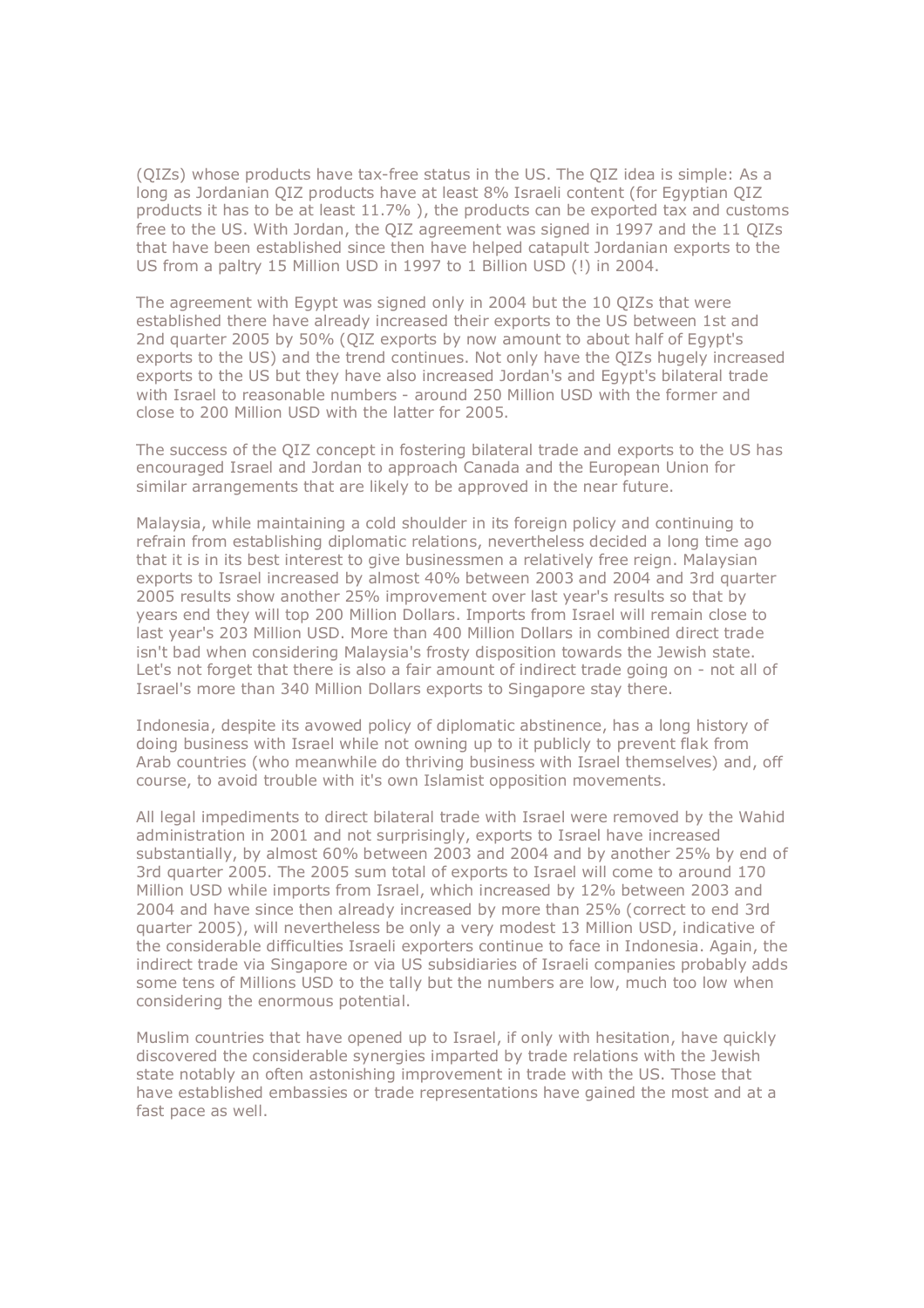(QIZs) whose products have tax-free status in the US. The QIZ idea is simple: As a long as Jordanian QIZ products have at least 8% Israeli content (for Egyptian QIZ products it has to be at least 11.7% ), the products can be exported tax and customs free to the US. With Jordan, the QIZ agreement was signed in 1997 and the 11 QIZs that have been established since then have helped catapult Jordanian exports to the US from a paltry 15 Million USD in 1997 to 1 Billion USD (!) in 2004.

The agreement with Egypt was signed only in 2004 but the 10 QIZs that were established there have already increased their exports to the US between 1st and 2nd quarter 2005 by 50% (QIZ exports by now amount to about half of Egypt's exports to the US) and the trend continues. Not only have the QIZs hugely increased exports to the US but they have also increased Jordan's and Egypt's bilateral trade with Israel to reasonable numbers - around 250 Million USD with the former and close to 200 Million USD with the latter for 2005.

The success of the QIZ concept in fostering bilateral trade and exports to the US has encouraged Israel and Jordan to approach Canada and the European Union for similar arrangements that are likely to be approved in the near future.

Malaysia, while maintaining a cold shoulder in its foreign policy and continuing to refrain from establishing diplomatic relations, nevertheless decided a long time ago that it is in its best interest to give businessmen a relatively free reign. Malaysian exports to Israel increased by almost 40% between 2003 and 2004 and 3rd quarter 2005 results show another 25% improvement over last year's results so that by years end they will top 200 Million Dollars. Imports from Israel will remain close to last year's 203 Million USD. More than 400 Million Dollars in combined direct trade isn't bad when considering Malaysia's frosty disposition towards the Jewish state. Let's not forget that there is also a fair amount of indirect trade going on - not all of Israel's more than 340 Million Dollars exports to Singapore stay there.

Indonesia, despite its avowed policy of diplomatic abstinence, has a long history of doing business with Israel while not owning up to it publicly to prevent flak from Arab countries (who meanwhile do thriving business with Israel themselves) and, off course, to avoid trouble with it's own Islamist opposition movements.

All legal impediments to direct bilateral trade with Israel were removed by the Wahid administration in 2001 and not surprisingly, exports to Israel have increased substantially, by almost 60% between 2003 and 2004 and by another 25% by end of 3rd quarter 2005. The 2005 sum total of exports to Israel will come to around 170 Million USD while imports from Israel, which increased by 12% between 2003 and 2004 and have since then already increased by more than 25% (correct to end 3rd quarter 2005), will nevertheless be only a very modest 13 Million USD, indicative of the considerable difficulties Israeli exporters continue to face in Indonesia. Again, the indirect trade via Singapore or via US subsidiaries of Israeli companies probably adds some tens of Millions USD to the tally but the numbers are low, much too low when considering the enormous potential.

Muslim countries that have opened up to Israel, if only with hesitation, have quickly discovered the considerable synergies imparted by trade relations with the Jewish state notably an often astonishing improvement in trade with the US. Those that have established embassies or trade representations have gained the most and at a fast pace as well.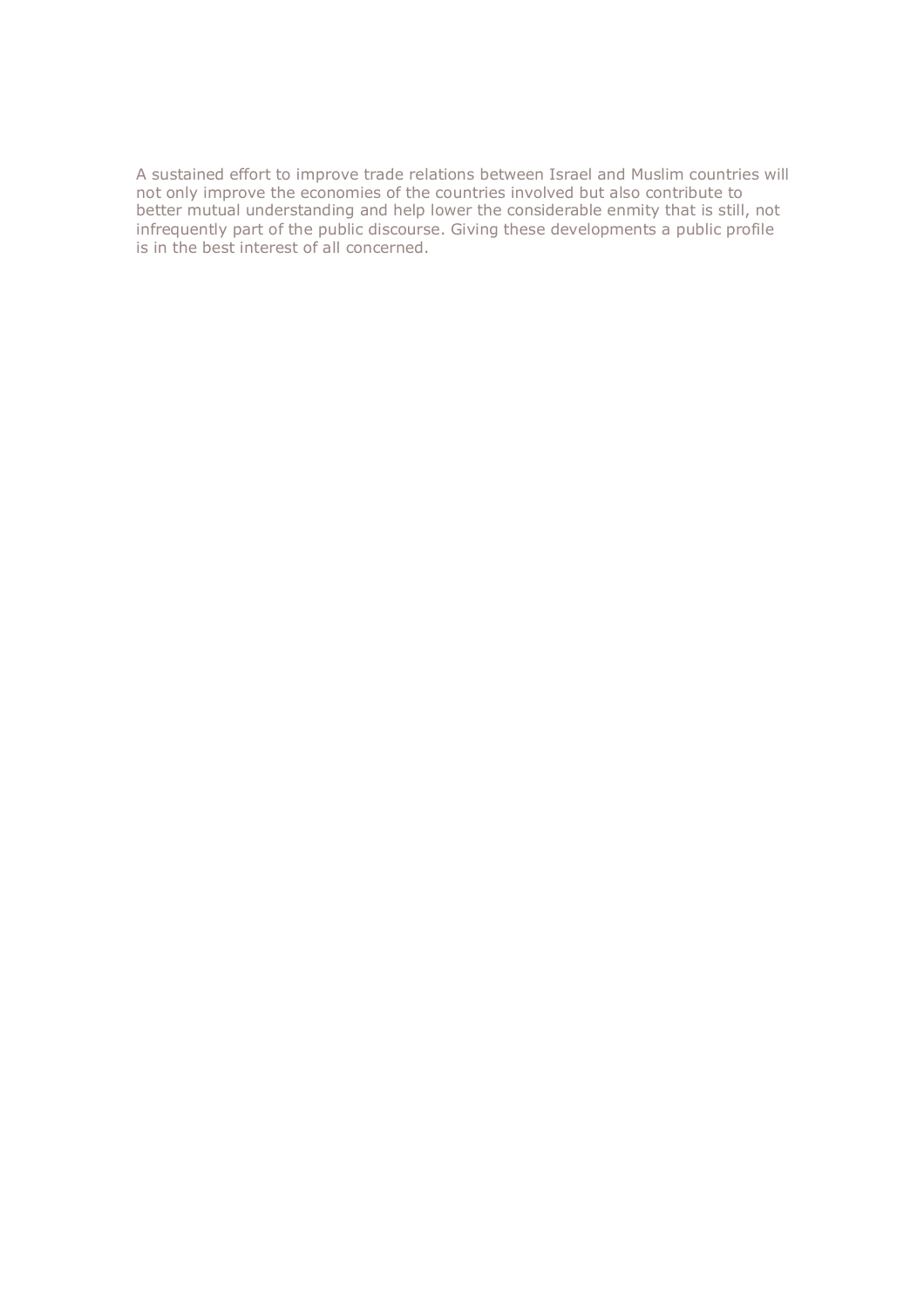A sustained effort to improve trade relations between Israel and Muslim countries will not only improve the economies of the countries involved but also contribute to better mutual understanding and help lower the considerable enmity that is still, not infrequently part of the public discourse. Giving these developments a public profile is in the best interest of all concerned.